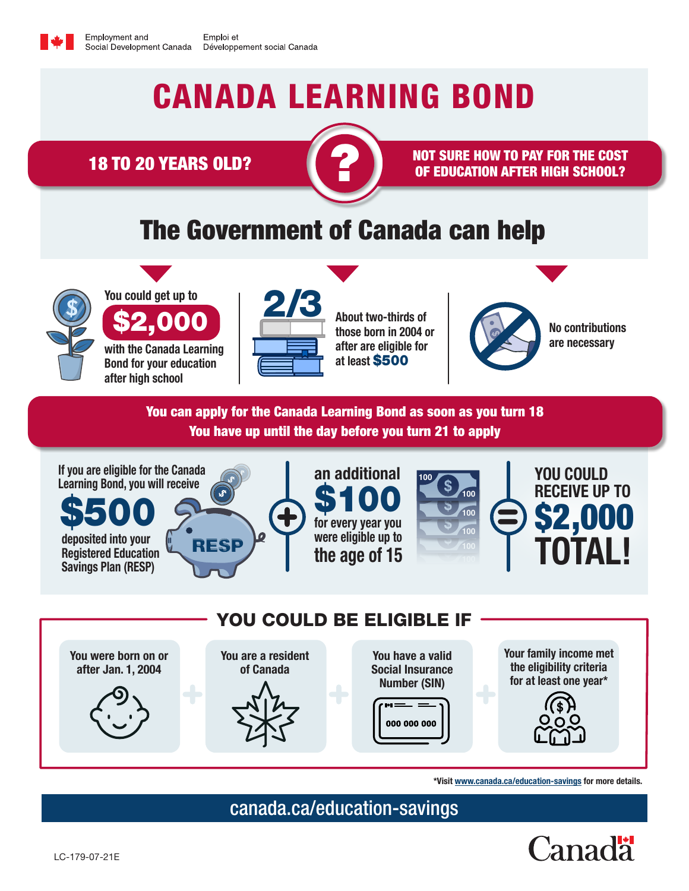Employment and Social Development Canada / Emploi et Développement social Canada

# CANADA LEARNING BOND

**18 TO 20 YEARS OLD?**

**NOT SURE HOW TO PAY FOR THE COST OF EDUCATION AFTER HIGH SCHOOL?**

## The Government of Canada can help

You could get up to **$2,000** with the Canada Learning Bond for your education after high school

**2/3** About two-thirds of those born in 2004 or after are eligible for at least **$500**

No contributions are necessary

**You can apply for the Canada Learning Bond as soon as you turn 18**
**You have up until the day before you turn 21 to apply**

If you are eligible for the Canada Learning Bond, you will receive **$500** deposited into your Registered Education Savings Plan (RESP)

+ an additional **$100** for every year you were eligible up to the age of 15

= YOU COULD RECEIVE UP TO **$2,000 TOTAL!**

## YOU COULD BE ELIGIBLE IF

- You were born on or after Jan. 1, 2004
- You are a resident of Canada
- You have a valid Social Insurance Number (SIN)
- Your family income met the eligibility criteria for at least one year*

*Visit www.canada.ca/education-savings for more details.

canada.ca/education-savings

LC-179-07-21E

Canada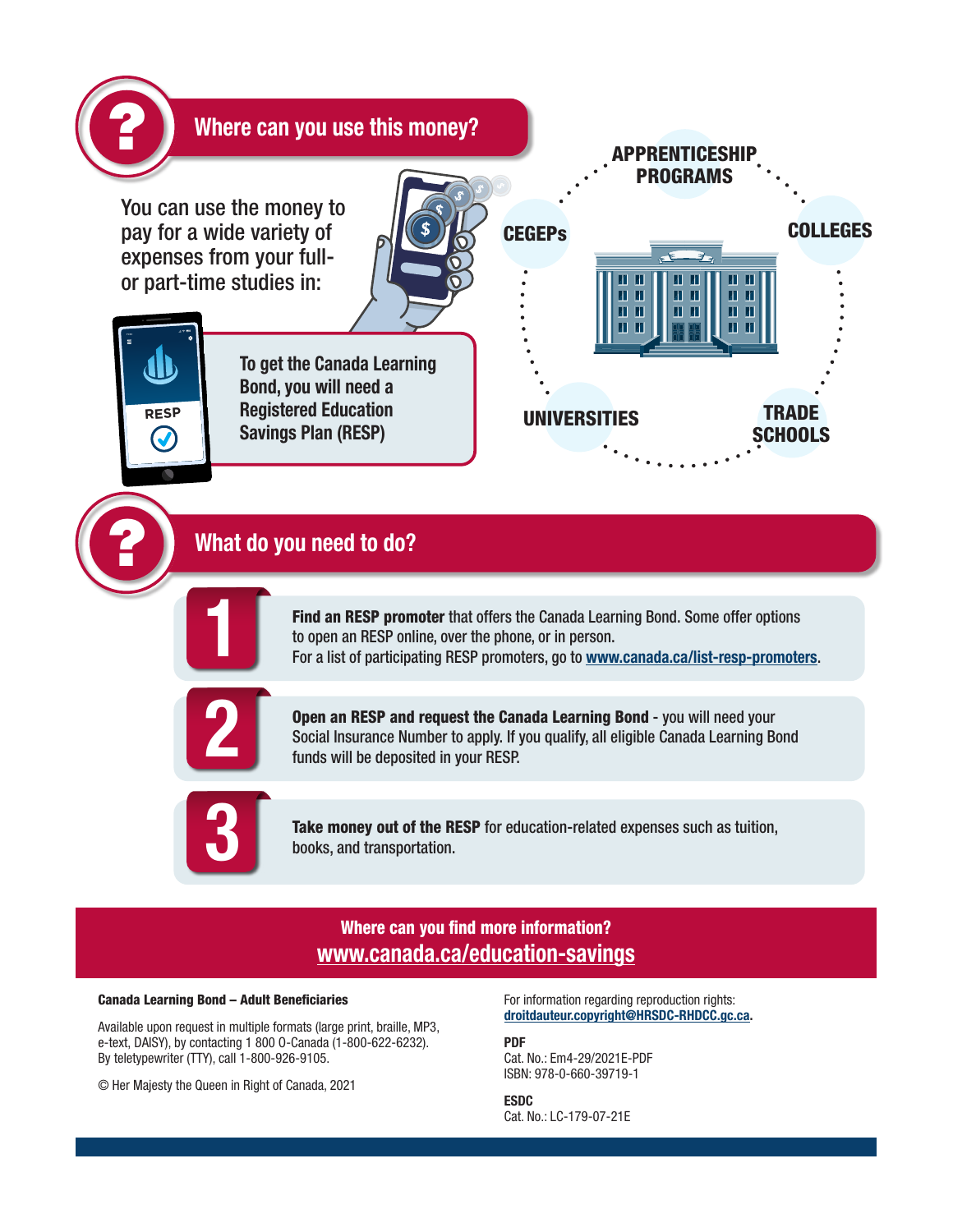## Where can you use this money?

You can use the money to pay for a wide variety of expenses from your full- or part-time studies in:

APPRENTICESHIP PROGRAMS

CEGEPs

COLLEGES

UNIVERSITIES

TRADE SCHOOLS

RESP

To get the Canada Learning Bond, you will need a Registered Education Savings Plan (RESP)

## What do you need to do?

1. **Find an RESP promoter** that offers the Canada Learning Bond. Some offer options to open an RESP online, over the phone, or in person. For a list of participating RESP promoters, go to www.canada.ca/list-resp-promoters.

2. **Open an RESP and request the Canada Learning Bond** - you will need your Social Insurance Number to apply. If you qualify, all eligible Canada Learning Bond funds will be deposited in your RESP.

3. **Take money out of the RESP** for education-related expenses such as tuition, books, and transportation.

**Where can you find more information?**
**www.canada.ca/education-savings**

**Canada Learning Bond – Adult Beneficiaries**

Available upon request in multiple formats (large print, braille, MP3, e-text, DAISY), by contacting 1 800 O-Canada (1-800-622-6232). By teletypewriter (TTY), call 1-800-926-9105.

© Her Majesty the Queen in Right of Canada, 2021

For information regarding reproduction rights: droitdauteur.copyright@HRSDC-RHDCC.gc.ca.

**PDF**
Cat. No.: Em4-29/2021E-PDF
ISBN: 978-0-660-39719-1

**ESDC**
Cat. No.: LC-179-07-21E